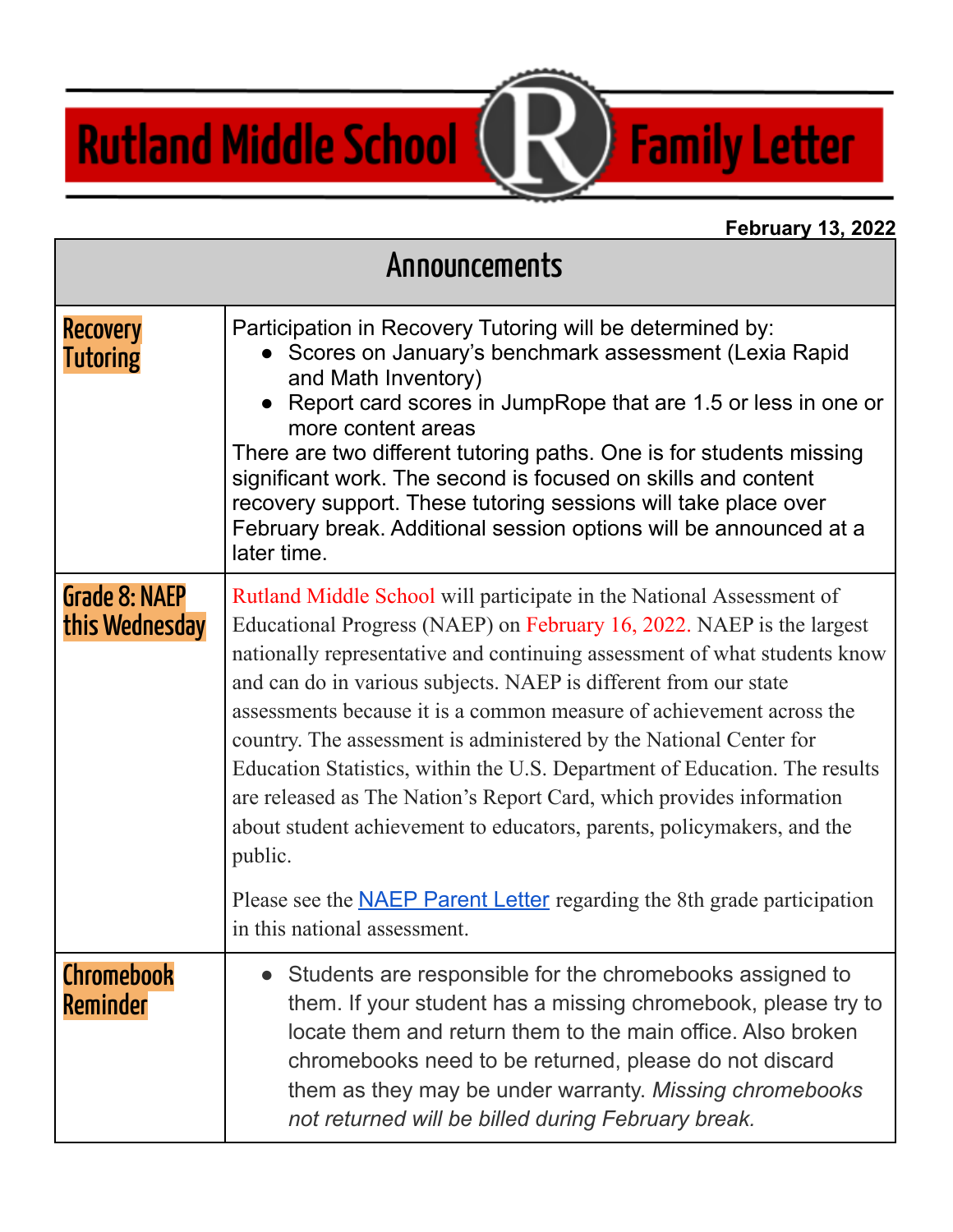# Rutland Middle School Family Letter

**February 13, 2022**

## Announcements

| | |
|---|---|
| **Recovery Tutoring** | Participation in Recovery Tutoring will be determined by:<br>• Scores on January's benchmark assessment (Lexia Rapid and Math Inventory)<br>• Report card scores in JumpRope that are 1.5 or less in one or more content areas<br>There are two different tutoring paths. One is for students missing significant work. The second is focused on skills and content recovery support. These tutoring sessions will take place over February break. Additional session options will be announced at a later time. |
| **Grade 8: NAEP this Wednesday** | Rutland Middle School will participate in the National Assessment of Educational Progress (NAEP) on February 16, 2022. NAEP is the largest nationally representative and continuing assessment of what students know and can do in various subjects. NAEP is different from our state assessments because it is a common measure of achievement across the country. The assessment is administered by the National Center for Education Statistics, within the U.S. Department of Education. The results are released as The Nation's Report Card, which provides information about student achievement to educators, parents, policymakers, and the public.<br><br>Please see the NAEP Parent Letter regarding the 8th grade participation in this national assessment. |
| **Chromebook Reminder** | • Students are responsible for the chromebooks assigned to them. If your student has a missing chromebook, please try to locate them and return them to the main office. Also broken chromebooks need to be returned, please do not discard them as they may be under warranty. *Missing chromebooks not returned will be billed during February break.* |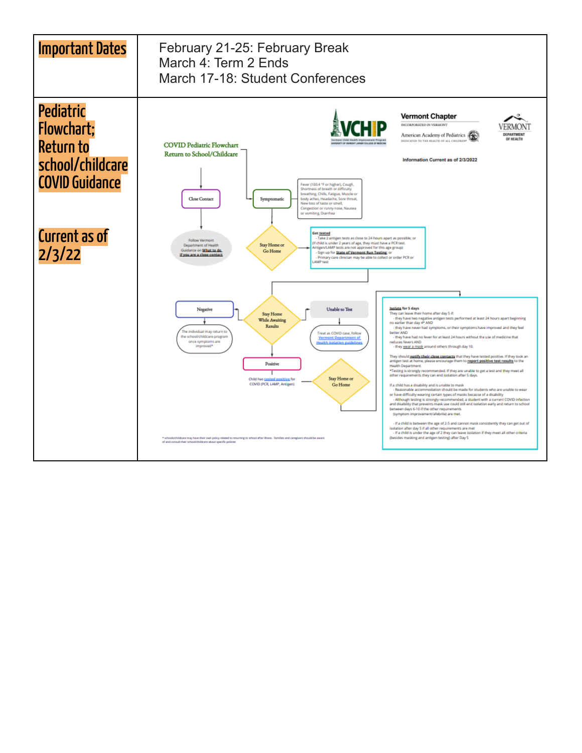| | |
|---|---|
| **Important Dates** | February 21-25: February Break<br>March 4: Term 2 Ends<br>March 17-18: Student Conferences |
| **Pediatric Flowchart; Return to school/childcare COVID Guidance**<br><br>**Current as of 2/3/22** | VCHIP<br>Vermont Child Health Improvement Program<br>University of Vermont Larner College of Medicine<br><br>Vermont Chapter<br>Incorporated in Vermont<br>American Academy of Pediatrics<br>Dedicated to the health of all children<br><br>Vermont Department of Health<br><br>Information Current as of 2/3/2022<br><br>COVID Pediatric Flowchart<br>Return to School/Childcare<br><br>Close Contact<br><br>Follow Vermont Department of Health Guidance on What to do if you are a close contact<br><br>Symptomatic<br><br>Fever (100.4 °F or higher), Cough, Shortness of breath or difficulty breathing, Chills, Fatigue, Muscle or body aches, Headache, Sore throat, New loss of taste or smell, Congestion or runny nose, Nausea or vomiting, Diarrhea<br><br>Stay Home or Go Home<br><br>Get tested<br>- Take 2 antigen tests as close to 24 hours apart as possible; or (If child is under 2 years of age, they must have a PCR test. Antigen/LAMP tests are not approved for this age group)<br>- Sign up for State of Vermont Run Testing; or<br>- Primary care clinician may be able to collect or order PCR or LAMP test<br><br>Stay Home While Awaiting Results<br><br>Negative<br><br>The individual may return to the school/childcare program once symptoms are improved*<br><br>Unable to Test<br><br>Treat as COVID case, follow Vermont Department of Health isolation guidelines<br><br>Positive<br><br>Child has tested positive for COVID (PCR, LAMP, Antigen)<br><br>Stay Home or Go Home<br><br>Isolate for 5 days<br>They can leave their home after day 5 if:<br>- they have two negative antigen tests performed at least 24 hours apart beginning no earlier than day 4* AND<br>- they have never had symptoms, or their symptoms have improved and they feel better AND<br>- they have had no fever for at least 24 hours without the use of medicine that reduces fevers AND<br>- they wear a mask around others through day 10.<br><br>They should notify their close contacts that they have tested positive. If they took an antigen test at home, please encourage them to report positive test results to the Health Department.<br>*Testing is strongly recommended. If they are unable to get a test and they meet all other requirements they can end isolation after 5 days.<br><br>If a child has a disability and is unable to mask<br>- Reasonable accommodation should be made for students who are unable to wear or have difficulty wearing certain types of masks because of a disability<br>- Although testing is strongly recommended, a student with a current COVID infection and disability that prevents mask use could still end isolation early and return to school between days 6-10 if the other requirements (symptom improvement/afebrile) are met.<br><br>- If a child is between the age of 2-5 and cannot mask consistently they can get out of isolation after day 5 if all other requirements are met<br>- If a child is under the age of 2 they can leave isolation if they meet all other criteria (besides masking and antigen testing) after Day 5<br><br>* schools/childcare may have their own policy related to returning to school after illness. Families and caregivers should be aware of and consult their school/childcare about specific policies |